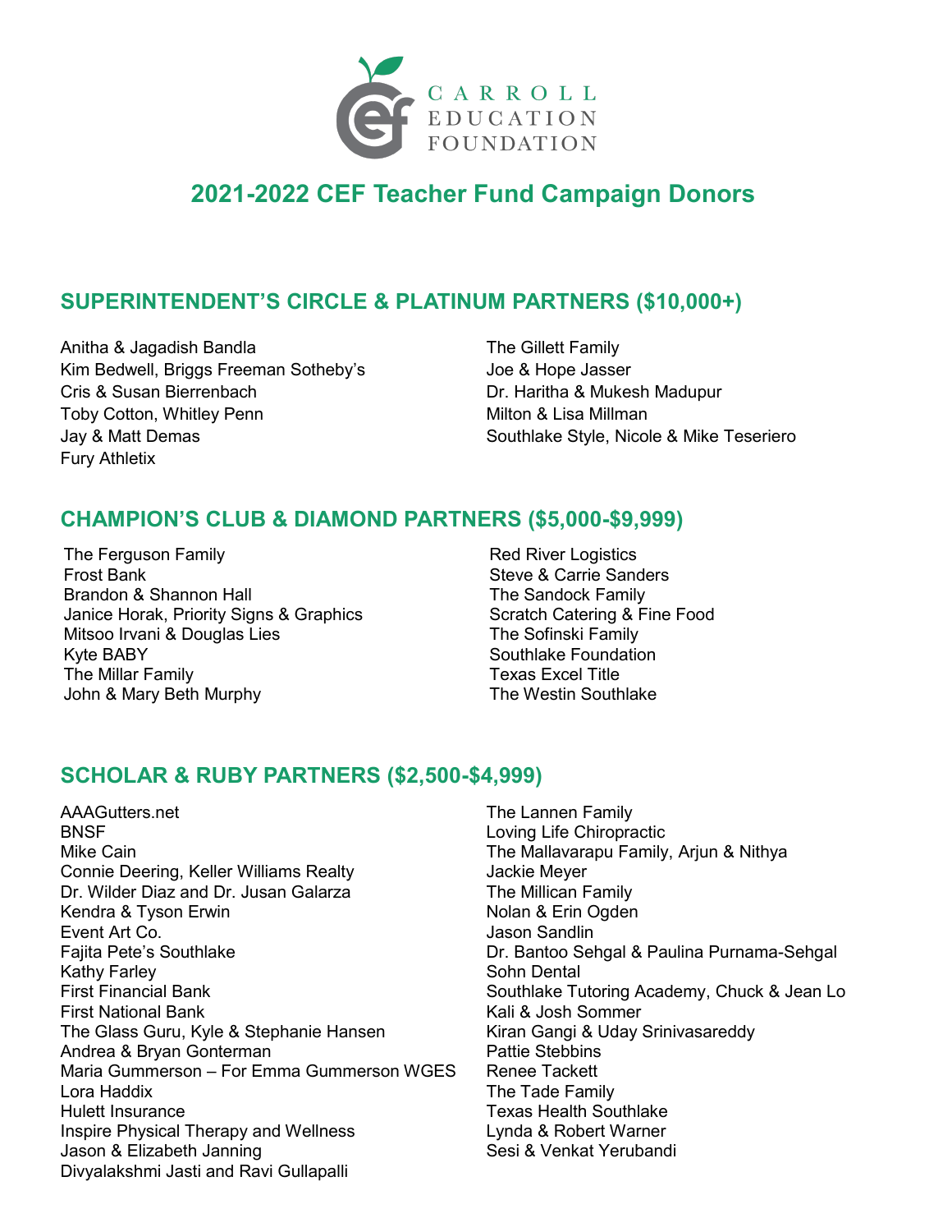CARROLL EDUCATION FOUNDATION

# 2021-2022 CEF Teacher Fund Campaign Donors

## SUPERINTENDENT'S CIRCLE & PLATINUM PARTNERS ($10,000+)

Anitha & Jagadish Bandla
Kim Bedwell, Briggs Freeman Sotheby's
Cris & Susan Bierrenbach
Toby Cotton, Whitley Penn
Jay & Matt Demas
Fury Athletix
The Gillett Family
Joe & Hope Jasser
Dr. Haritha & Mukesh Madupur
Milton & Lisa Millman
Southlake Style, Nicole & Mike Teseriero

## CHAMPION'S CLUB & DIAMOND PARTNERS ($5,000-$9,999)

The Ferguson Family
Frost Bank
Brandon & Shannon Hall
Janice Horak, Priority Signs & Graphics
Mitsoo Irvani & Douglas Lies
Kyte BABY
The Millar Family
John & Mary Beth Murphy
Red River Logistics
Steve & Carrie Sanders
The Sandock Family
Scratch Catering & Fine Food
The Sofinski Family
Southlake Foundation
Texas Excel Title
The Westin Southlake

## SCHOLAR & RUBY PARTNERS ($2,500-$4,999)

AAAGutters.net
BNSF
Mike Cain
Connie Deering, Keller Williams Realty
Dr. Wilder Diaz and Dr. Jusan Galarza
Kendra & Tyson Erwin
Event Art Co.
Fajita Pete's Southlake
Kathy Farley
First Financial Bank
First National Bank
The Glass Guru, Kyle & Stephanie Hansen
Andrea & Bryan Gonterman
Maria Gummerson – For Emma Gummerson WGES
Lora Haddix
Hulett Insurance
Inspire Physical Therapy and Wellness
Jason & Elizabeth Janning
Divyalakshmi Jasti and Ravi Gullapalli
The Lannen Family
Loving Life Chiropractic
The Mallavarapu Family, Arjun & Nithya
Jackie Meyer
The Millican Family
Nolan & Erin Ogden
Jason Sandlin
Dr. Bantoo Sehgal & Paulina Purnama-Sehgal
Sohn Dental
Southlake Tutoring Academy, Chuck & Jean Lo
Kali & Josh Sommer
Kiran Gangi & Uday Srinivasareddy
Pattie Stebbins
Renee Tackett
The Tade Family
Texas Health Southlake
Lynda & Robert Warner
Sesi & Venkat Yerubandi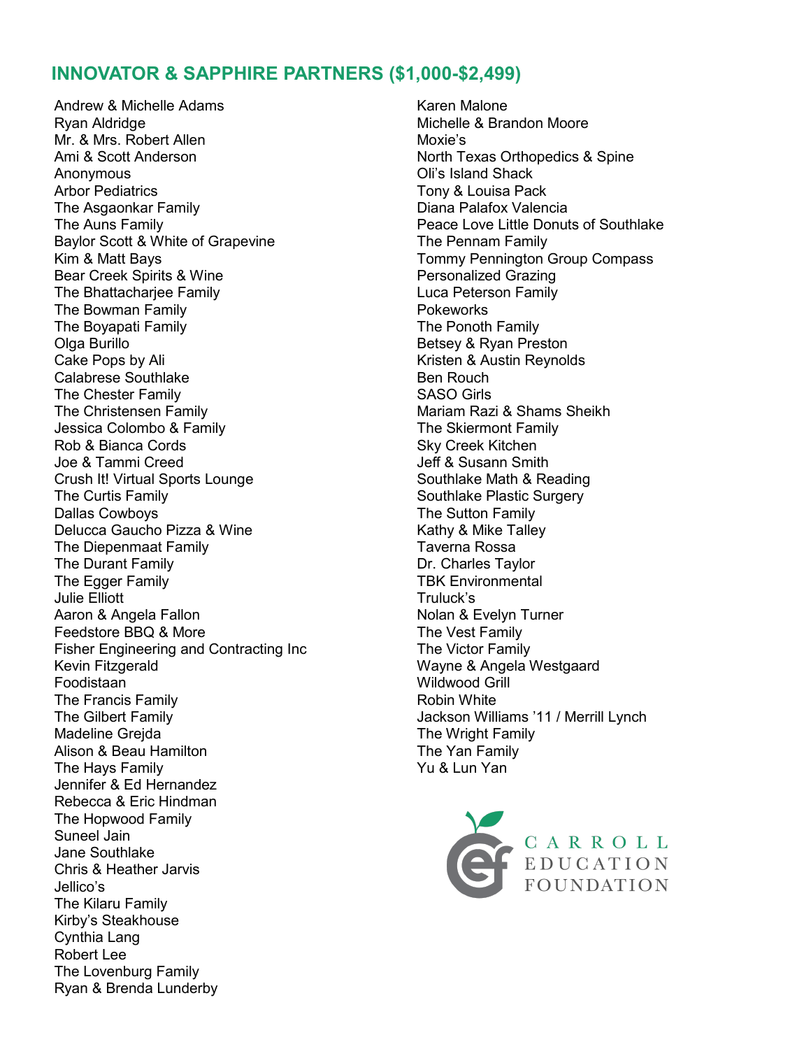## INNOVATOR & SAPPHIRE PARTNERS ($1,000-$2,499)

Andrew & Michelle Adams
Ryan Aldridge
Mr. & Mrs. Robert Allen
Ami & Scott Anderson
Anonymous
Arbor Pediatrics
The Asgaonkar Family
The Auns Family
Baylor Scott & White of Grapevine
Kim & Matt Bays
Bear Creek Spirits & Wine
The Bhattacharjee Family
The Bowman Family
The Boyapati Family
Olga Burillo
Cake Pops by Ali
Calabrese Southlake
The Chester Family
The Christensen Family
Jessica Colombo & Family
Rob & Bianca Cords
Joe & Tammi Creed
Crush It! Virtual Sports Lounge
The Curtis Family
Dallas Cowboys
Delucca Gaucho Pizza & Wine
The Diepenmaat Family
The Durant Family
The Egger Family
Julie Elliott
Aaron & Angela Fallon
Feedstore BBQ & More
Fisher Engineering and Contracting Inc
Kevin Fitzgerald
Foodistaan
The Francis Family
The Gilbert Family
Madeline Grejda
Alison & Beau Hamilton
The Hays Family
Jennifer & Ed Hernandez
Rebecca & Eric Hindman
The Hopwood Family
Suneel Jain
Jane Southlake
Chris & Heather Jarvis
Jellico's
The Kilaru Family
Kirby's Steakhouse
Cynthia Lang
Robert Lee
The Lovenburg Family
Ryan & Brenda Lunderby
Karen Malone
Michelle & Brandon Moore
Moxie's
North Texas Orthopedics & Spine
Oli's Island Shack
Tony & Louisa Pack
Diana Palafox Valencia
Peace Love Little Donuts of Southlake
The Pennam Family
Tommy Pennington Group Compass
Personalized Grazing
Luca Peterson Family
Pokeworks
The Ponoth Family
Betsey & Ryan Preston
Kristen & Austin Reynolds
Ben Rouch
SASO Girls
Mariam Razi & Shams Sheikh
The Skiermont Family
Sky Creek Kitchen
Jeff & Susann Smith
Southlake Math & Reading
Southlake Plastic Surgery
The Sutton Family
Kathy & Mike Talley
Taverna Rossa
Dr. Charles Taylor
TBK Environmental
Truluck's
Nolan & Evelyn Turner
The Vest Family
The Victor Family
Wayne & Angela Westgaard
Wildwood Grill
Robin White
Jackson Williams '11 / Merrill Lynch
The Wright Family
The Yan Family
Yu & Lun Yan

CARROLL EDUCATION FOUNDATION